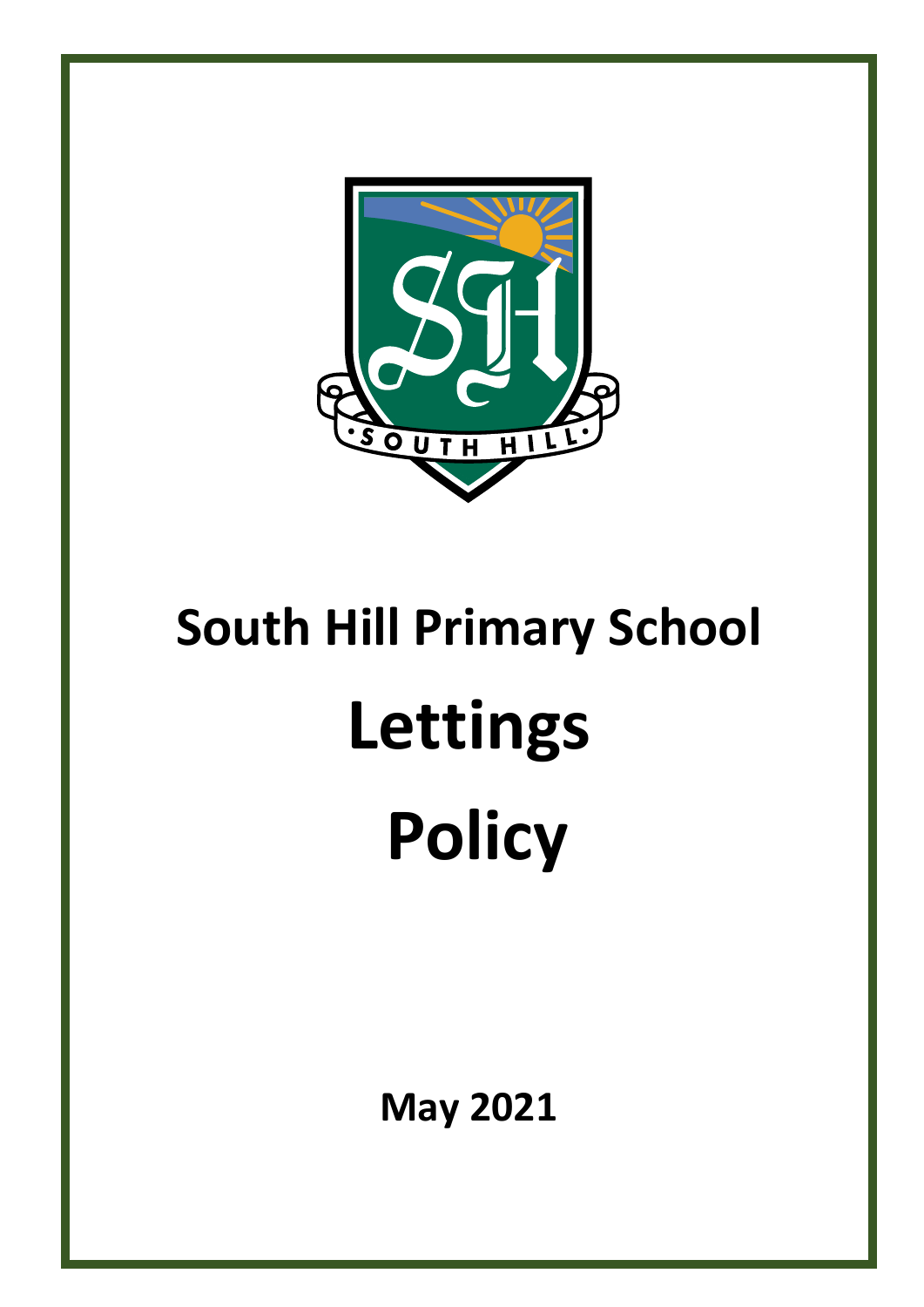# South Hill Primary School

# Lettings

# Policy

**May 2021**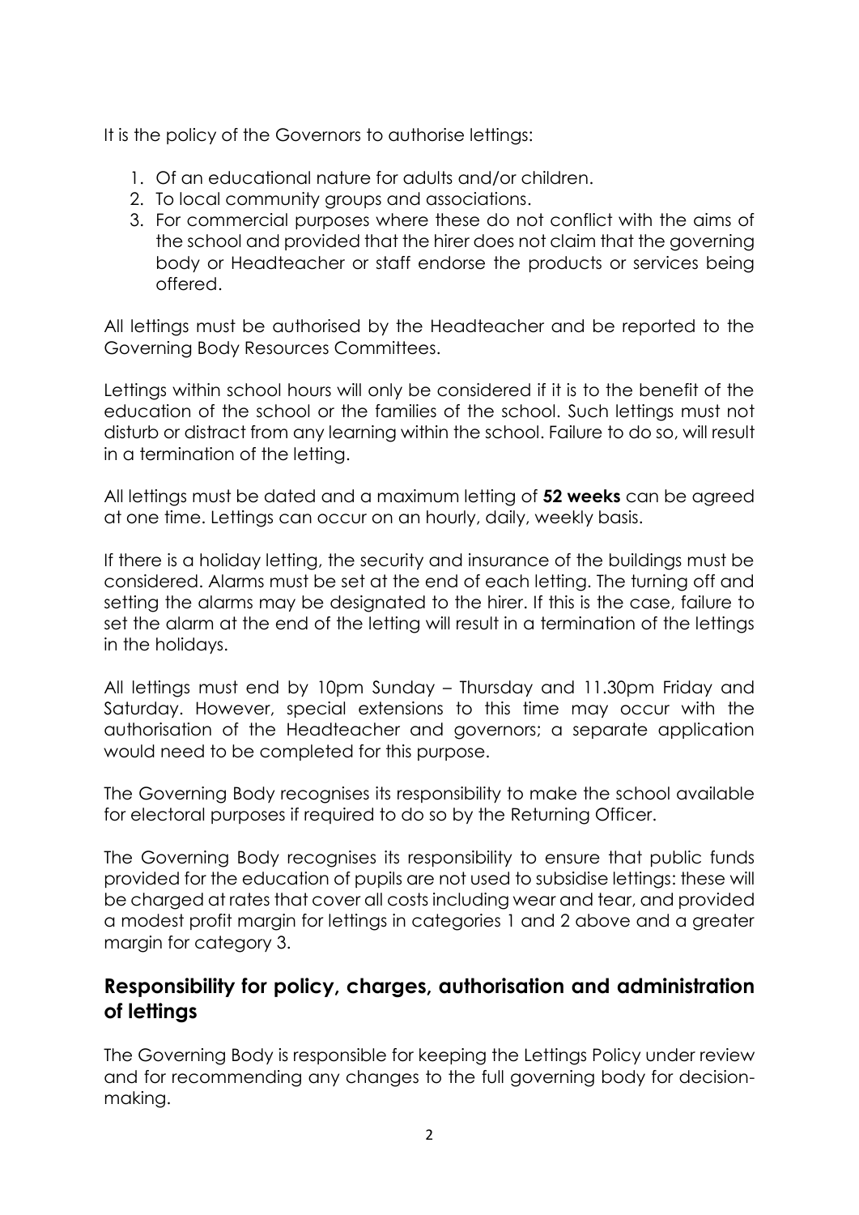It is the policy of the Governors to authorise lettings:

1. Of an educational nature for adults and/or children.
2. To local community groups and associations.
3. For commercial purposes where these do not conflict with the aims of the school and provided that the hirer does not claim that the governing body or Headteacher or staff endorse the products or services being offered.

All lettings must be authorised by the Headteacher and be reported to the Governing Body Resources Committees.

Lettings within school hours will only be considered if it is to the benefit of the education of the school or the families of the school. Such lettings must not disturb or distract from any learning within the school. Failure to do so, will result in a termination of the letting.

All lettings must be dated and a maximum letting of **52 weeks** can be agreed at one time. Lettings can occur on an hourly, daily, weekly basis.

If there is a holiday letting, the security and insurance of the buildings must be considered. Alarms must be set at the end of each letting. The turning off and setting the alarms may be designated to the hirer. If this is the case, failure to set the alarm at the end of the letting will result in a termination of the lettings in the holidays.

All lettings must end by 10pm Sunday – Thursday and 11.30pm Friday and Saturday. However, special extensions to this time may occur with the authorisation of the Headteacher and governors; a separate application would need to be completed for this purpose.

The Governing Body recognises its responsibility to make the school available for electoral purposes if required to do so by the Returning Officer.

The Governing Body recognises its responsibility to ensure that public funds provided for the education of pupils are not used to subsidise lettings: these will be charged at rates that cover all costs including wear and tear, and provided a modest profit margin for lettings in categories 1 and 2 above and a greater margin for category 3.

## Responsibility for policy, charges, authorisation and administration of lettings

The Governing Body is responsible for keeping the Lettings Policy under review and for recommending any changes to the full governing body for decision-making.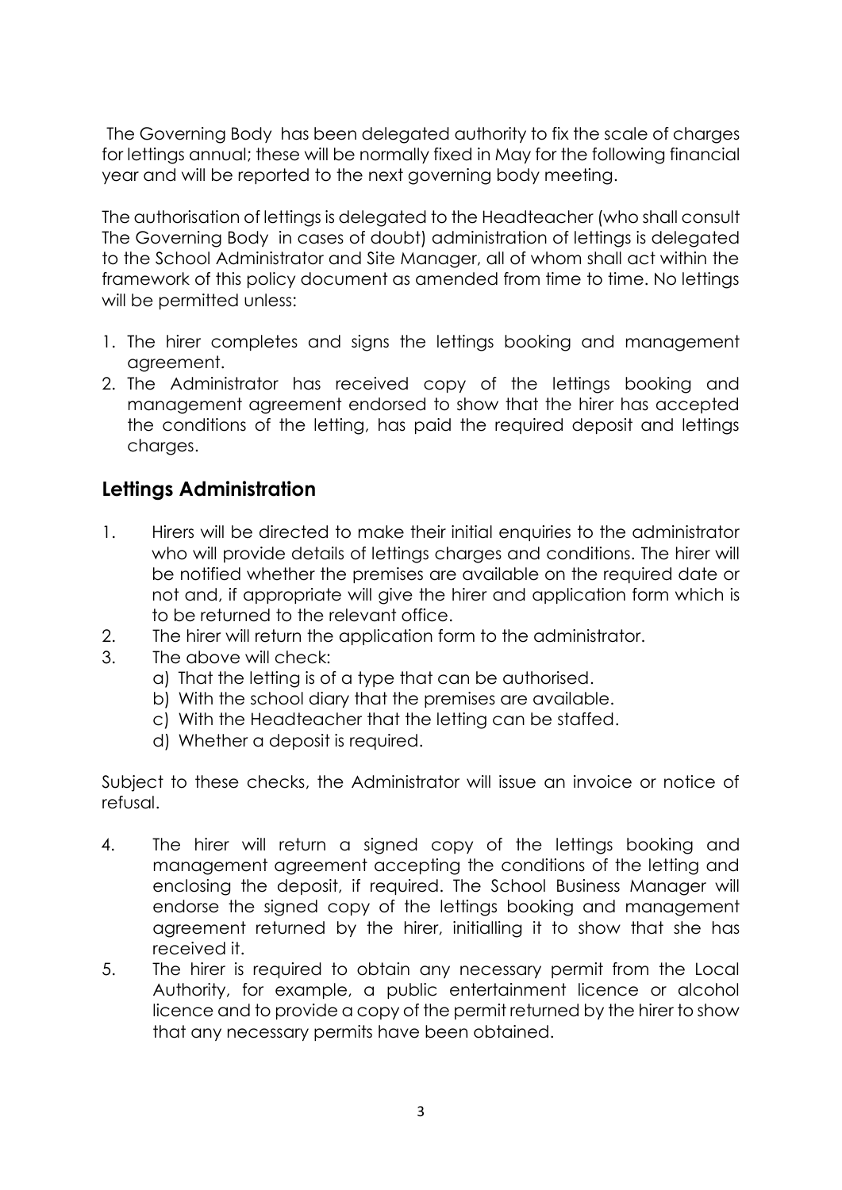The Governing Body has been delegated authority to fix the scale of charges for lettings annual; these will be normally fixed in May for the following financial year and will be reported to the next governing body meeting.

The authorisation of lettings is delegated to the Headteacher (who shall consult The Governing Body in cases of doubt) administration of lettings is delegated to the School Administrator and Site Manager, all of whom shall act within the framework of this policy document as amended from time to time. No lettings will be permitted unless:

1. The hirer completes and signs the lettings booking and management agreement.
2. The Administrator has received copy of the lettings booking and management agreement endorsed to show that the hirer has accepted the conditions of the letting, has paid the required deposit and lettings charges.

## Lettings Administration

1. Hirers will be directed to make their initial enquiries to the administrator who will provide details of lettings charges and conditions. The hirer will be notified whether the premises are available on the required date or not and, if appropriate will give the hirer and application form which is to be returned to the relevant office.
2. The hirer will return the application form to the administrator.
3. The above will check:
   a) That the letting is of a type that can be authorised.
   b) With the school diary that the premises are available.
   c) With the Headteacher that the letting can be staffed.
   d) Whether a deposit is required.

Subject to these checks, the Administrator will issue an invoice or notice of refusal.

4. The hirer will return a signed copy of the lettings booking and management agreement accepting the conditions of the letting and enclosing the deposit, if required. The School Business Manager will endorse the signed copy of the lettings booking and management agreement returned by the hirer, initialling it to show that she has received it.
5. The hirer is required to obtain any necessary permit from the Local Authority, for example, a public entertainment licence or alcohol licence and to provide a copy of the permit returned by the hirer to show that any necessary permits have been obtained.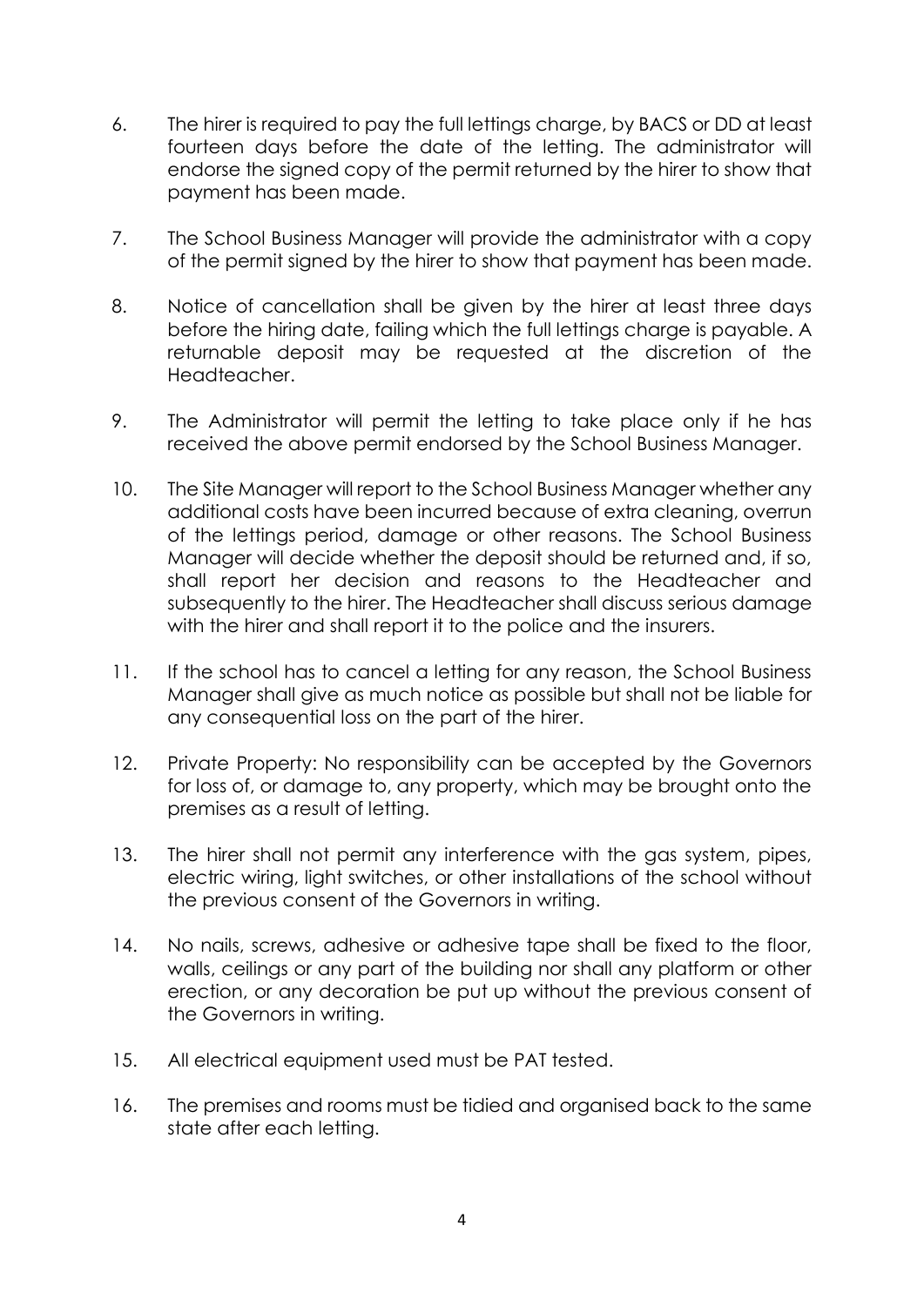6. The hirer is required to pay the full lettings charge, by BACS or DD at least fourteen days before the date of the letting. The administrator will endorse the signed copy of the permit returned by the hirer to show that payment has been made.

7. The School Business Manager will provide the administrator with a copy of the permit signed by the hirer to show that payment has been made.

8. Notice of cancellation shall be given by the hirer at least three days before the hiring date, failing which the full lettings charge is payable. A returnable deposit may be requested at the discretion of the Headteacher.

9. The Administrator will permit the letting to take place only if he has received the above permit endorsed by the School Business Manager.

10. The Site Manager will report to the School Business Manager whether any additional costs have been incurred because of extra cleaning, overrun of the lettings period, damage or other reasons. The School Business Manager will decide whether the deposit should be returned and, if so, shall report her decision and reasons to the Headteacher and subsequently to the hirer. The Headteacher shall discuss serious damage with the hirer and shall report it to the police and the insurers.

11. If the school has to cancel a letting for any reason, the School Business Manager shall give as much notice as possible but shall not be liable for any consequential loss on the part of the hirer.

12. Private Property: No responsibility can be accepted by the Governors for loss of, or damage to, any property, which may be brought onto the premises as a result of letting.

13. The hirer shall not permit any interference with the gas system, pipes, electric wiring, light switches, or other installations of the school without the previous consent of the Governors in writing.

14. No nails, screws, adhesive or adhesive tape shall be fixed to the floor, walls, ceilings or any part of the building nor shall any platform or other erection, or any decoration be put up without the previous consent of the Governors in writing.

15. All electrical equipment used must be PAT tested.

16. The premises and rooms must be tidied and organised back to the same state after each letting.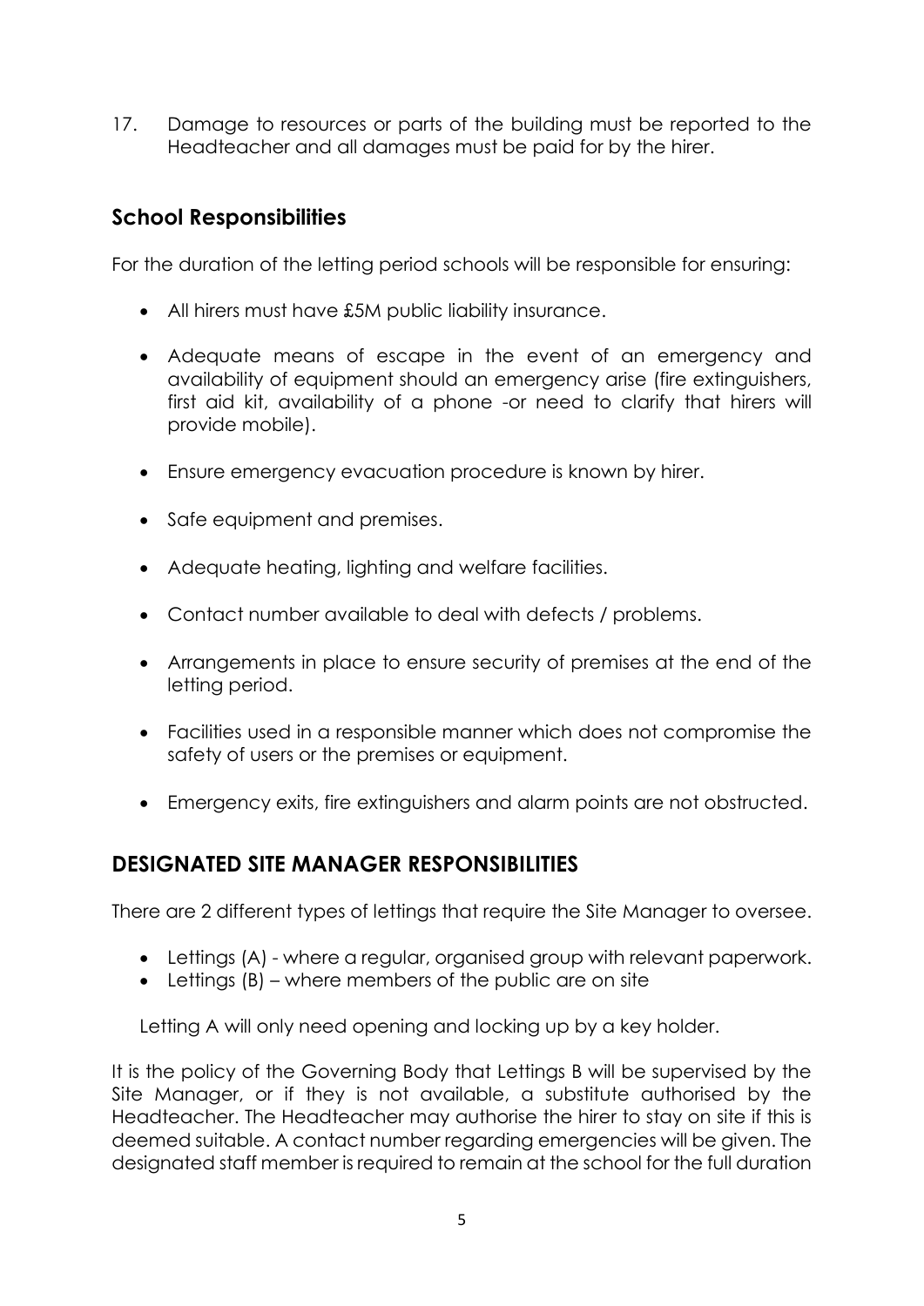17. Damage to resources or parts of the building must be reported to the Headteacher and all damages must be paid for by the hirer.

## School Responsibilities

For the duration of the letting period schools will be responsible for ensuring:

- All hirers must have £5M public liability insurance.
- Adequate means of escape in the event of an emergency and availability of equipment should an emergency arise (fire extinguishers, first aid kit, availability of a phone -or need to clarify that hirers will provide mobile).
- Ensure emergency evacuation procedure is known by hirer.
- Safe equipment and premises.
- Adequate heating, lighting and welfare facilities.
- Contact number available to deal with defects / problems.
- Arrangements in place to ensure security of premises at the end of the letting period.
- Facilities used in a responsible manner which does not compromise the safety of users or the premises or equipment.
- Emergency exits, fire extinguishers and alarm points are not obstructed.

## DESIGNATED SITE MANAGER RESPONSIBILITIES

There are 2 different types of lettings that require the Site Manager to oversee.

- Lettings (A) - where a regular, organised group with relevant paperwork.
- Lettings (B) – where members of the public are on site

Letting A will only need opening and locking up by a key holder.

It is the policy of the Governing Body that Lettings B will be supervised by the Site Manager, or if they is not available, a substitute authorised by the Headteacher. The Headteacher may authorise the hirer to stay on site if this is deemed suitable. A contact number regarding emergencies will be given. The designated staff member is required to remain at the school for the full duration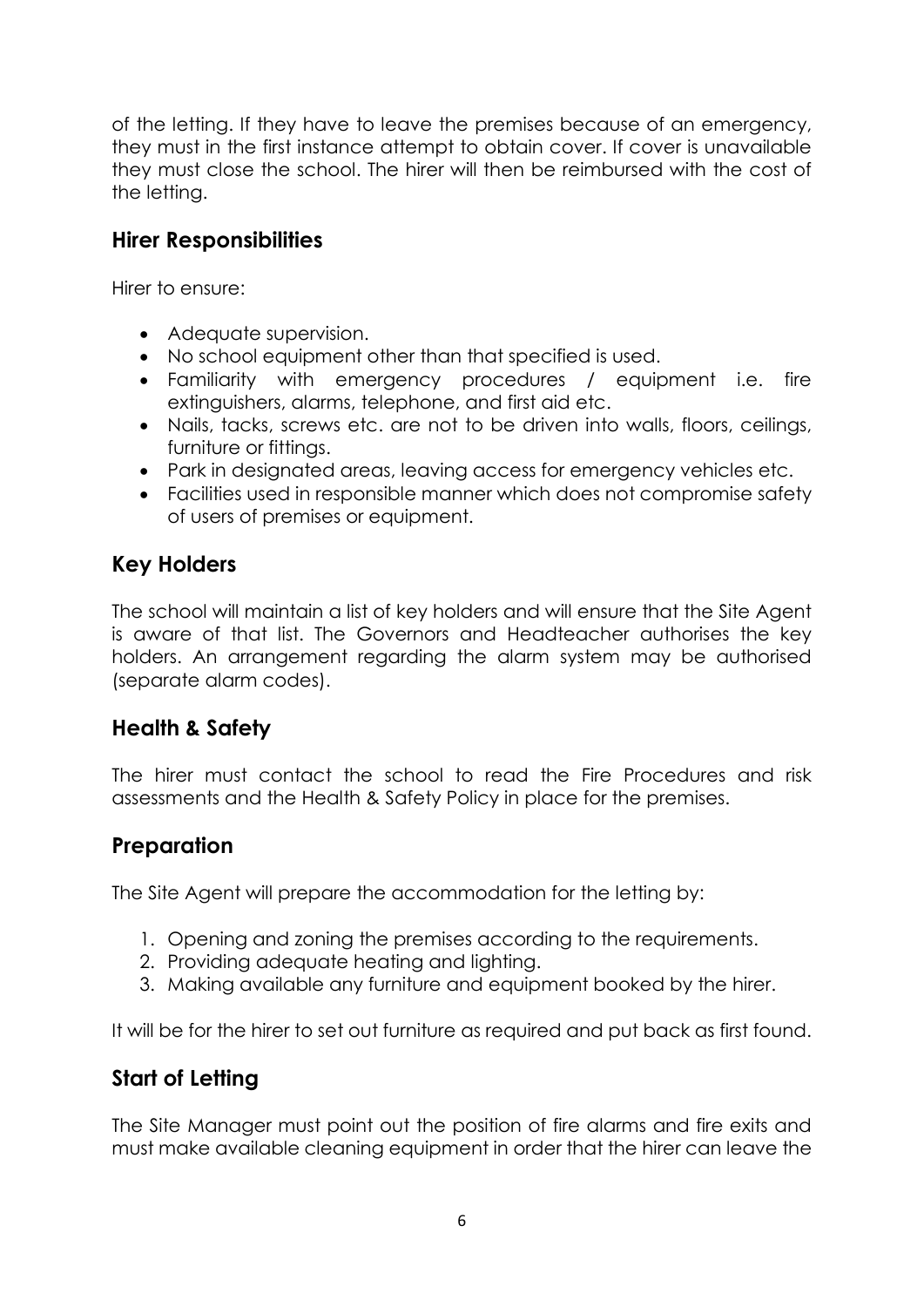of the letting. If they have to leave the premises because of an emergency, they must in the first instance attempt to obtain cover. If cover is unavailable they must close the school. The hirer will then be reimbursed with the cost of the letting.

## Hirer Responsibilities

Hirer to ensure:

- Adequate supervision.
- No school equipment other than that specified is used.
- Familiarity with emergency procedures / equipment i.e. fire extinguishers, alarms, telephone, and first aid etc.
- Nails, tacks, screws etc. are not to be driven into walls, floors, ceilings, furniture or fittings.
- Park in designated areas, leaving access for emergency vehicles etc.
- Facilities used in responsible manner which does not compromise safety of users of premises or equipment.

## Key Holders

The school will maintain a list of key holders and will ensure that the Site Agent is aware of that list. The Governors and Headteacher authorises the key holders. An arrangement regarding the alarm system may be authorised (separate alarm codes).

## Health & Safety

The hirer must contact the school to read the Fire Procedures and risk assessments and the Health & Safety Policy in place for the premises.

## Preparation

The Site Agent will prepare the accommodation for the letting by:

1. Opening and zoning the premises according to the requirements.
2. Providing adequate heating and lighting.
3. Making available any furniture and equipment booked by the hirer.

It will be for the hirer to set out furniture as required and put back as first found.

## Start of Letting

The Site Manager must point out the position of fire alarms and fire exits and must make available cleaning equipment in order that the hirer can leave the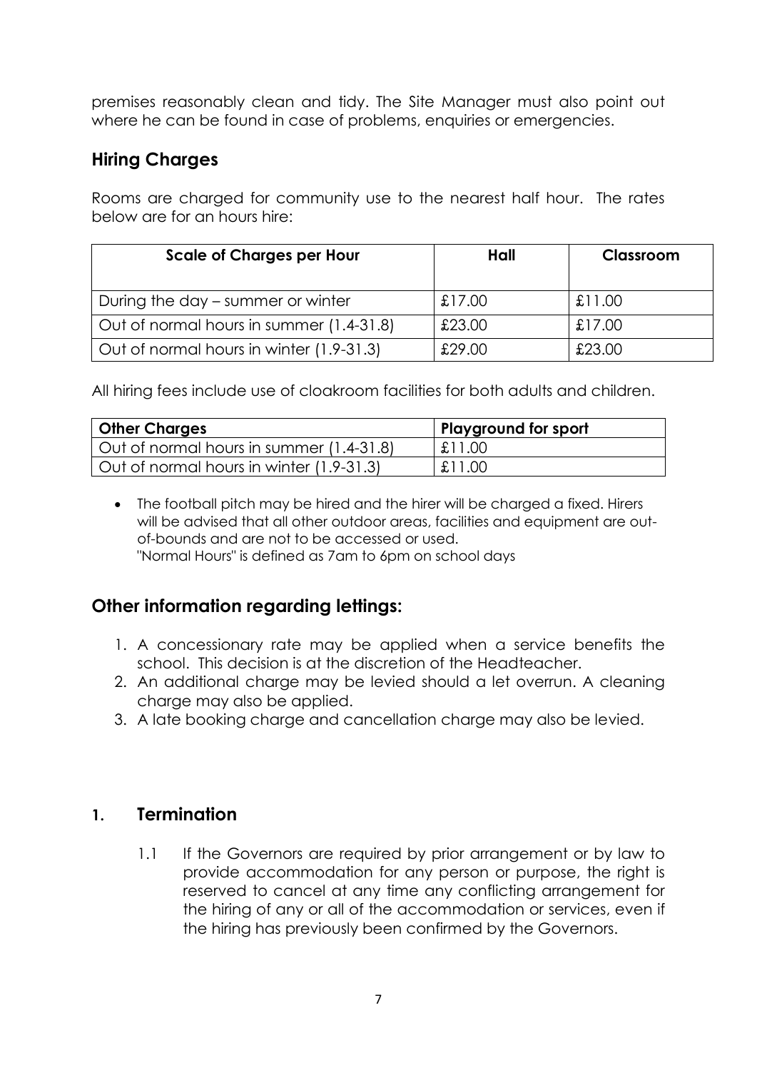premises reasonably clean and tidy. The Site Manager must also point out where he can be found in case of problems, enquiries or emergencies.

## Hiring Charges

Rooms are charged for community use to the nearest half hour. The rates below are for an hours hire:

| Scale of Charges per Hour | Hall | Classroom |
|---|---|---|
| During the day – summer or winter | £17.00 | £11.00 |
| Out of normal hours in summer (1.4-31.8) | £23.00 | £17.00 |
| Out of normal hours in winter (1.9-31.3) | £29.00 | £23.00 |

All hiring fees include use of cloakroom facilities for both adults and children.

| Other Charges | Playground for sport |
|---|---|
| Out of normal hours in summer (1.4-31.8) | £11.00 |
| Out of normal hours in winter (1.9-31.3) | £11.00 |

- The football pitch may be hired and the hirer will be charged a fixed. Hirers will be advised that all other outdoor areas, facilities and equipment are out-of-bounds and are not to be accessed or used.
  "Normal Hours" is defined as 7am to 6pm on school days

## Other information regarding lettings:

1. A concessionary rate may be applied when a service benefits the school. This decision is at the discretion of the Headteacher.
2. An additional charge may be levied should a let overrun. A cleaning charge may also be applied.
3. A late booking charge and cancellation charge may also be levied.

## 1. Termination

1.1 If the Governors are required by prior arrangement or by law to provide accommodation for any person or purpose, the right is reserved to cancel at any time any conflicting arrangement for the hiring of any or all of the accommodation or services, even if the hiring has previously been confirmed by the Governors.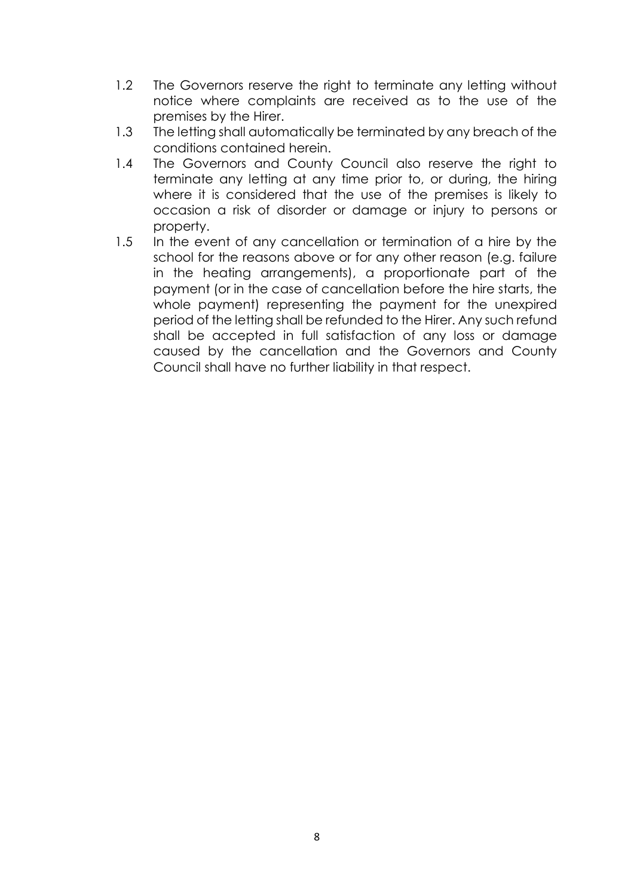1.2 The Governors reserve the right to terminate any letting without notice where complaints are received as to the use of the premises by the Hirer.

1.3 The letting shall automatically be terminated by any breach of the conditions contained herein.

1.4 The Governors and County Council also reserve the right to terminate any letting at any time prior to, or during, the hiring where it is considered that the use of the premises is likely to occasion a risk of disorder or damage or injury to persons or property.

1.5 In the event of any cancellation or termination of a hire by the school for the reasons above or for any other reason (e.g. failure in the heating arrangements), a proportionate part of the payment (or in the case of cancellation before the hire starts, the whole payment) representing the payment for the unexpired period of the letting shall be refunded to the Hirer. Any such refund shall be accepted in full satisfaction of any loss or damage caused by the cancellation and the Governors and County Council shall have no further liability in that respect.